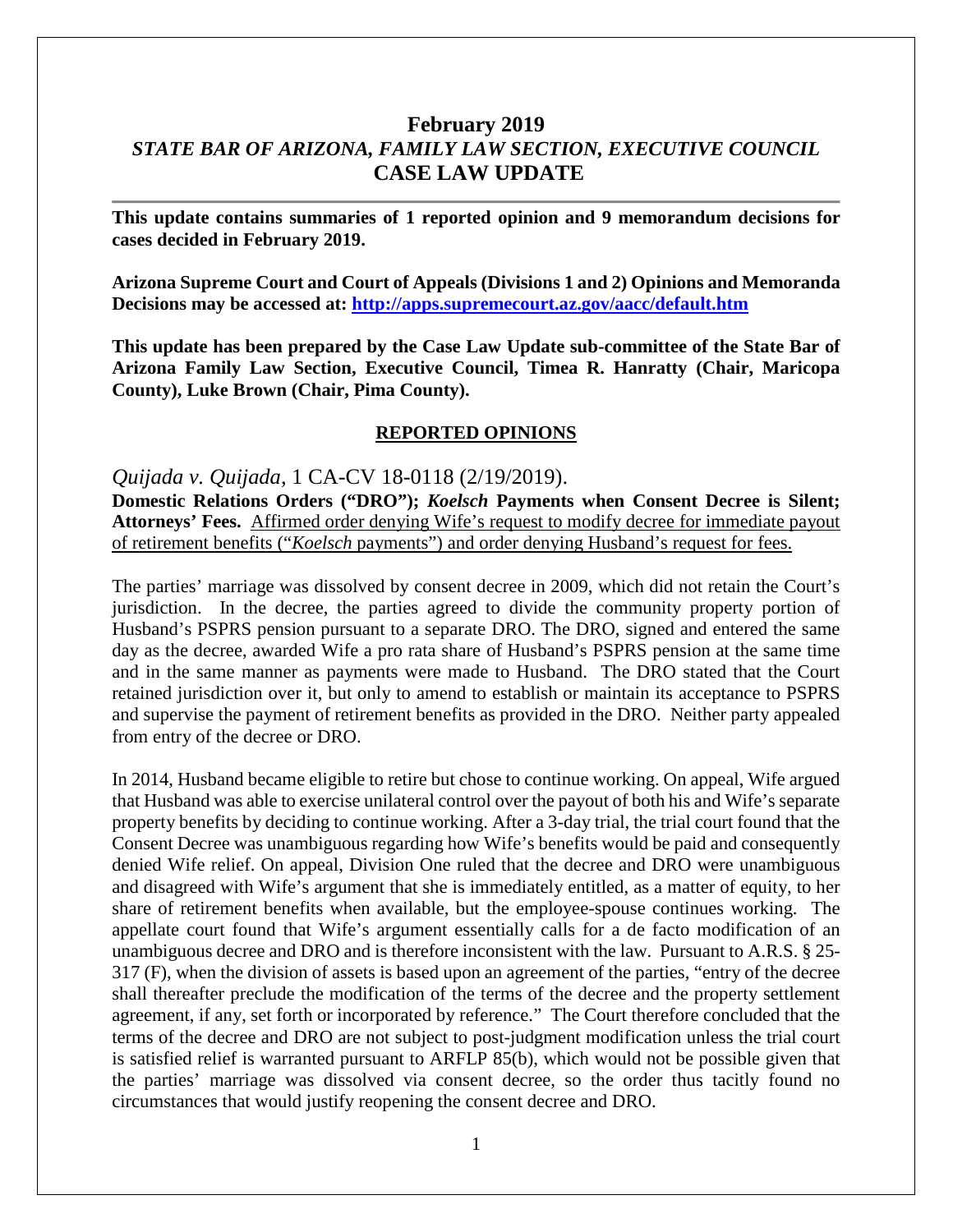# February 2019
## *STATE BAR OF ARIZONA, FAMILY LAW SECTION, EXECUTIVE COUNCIL*
## CASE LAW UPDATE

---

**This update contains summaries of 1 reported opinion and 9 memorandum decisions for cases decided in February 2019.**

**Arizona Supreme Court and Court of Appeals (Divisions 1 and 2) Opinions and Memoranda Decisions may be accessed at: [http://apps.supremecourt.az.gov/aacc/default.htm](http://apps.supremecourt.az.gov/aacc/default.htm)**

**This update has been prepared by the Case Law Update sub-committee of the State Bar of Arizona Family Law Section, Executive Council, Timea R. Hanratty (Chair, Maricopa County), Luke Brown (Chair, Pima County).**

### REPORTED OPINIONS

*Quijada v. Quijada*, 1 CA-CV 18-0118 (2/19/2019).

**Domestic Relations Orders ("DRO"); *Koelsch* Payments when Consent Decree is Silent; Attorneys' Fees.** Affirmed order denying Wife's request to modify decree for immediate payout of retirement benefits ("*Koelsch* payments") and order denying Husband's request for fees.

The parties' marriage was dissolved by consent decree in 2009, which did not retain the Court's jurisdiction. In the decree, the parties agreed to divide the community property portion of Husband's PSPRS pension pursuant to a separate DRO. The DRO, signed and entered the same day as the decree, awarded Wife a pro rata share of Husband's PSPRS pension at the same time and in the same manner as payments were made to Husband. The DRO stated that the Court retained jurisdiction over it, but only to amend to establish or maintain its acceptance to PSPRS and supervise the payment of retirement benefits as provided in the DRO. Neither party appealed from entry of the decree or DRO.

In 2014, Husband became eligible to retire but chose to continue working. On appeal, Wife argued that Husband was able to exercise unilateral control over the payout of both his and Wife's separate property benefits by deciding to continue working. After a 3-day trial, the trial court found that the Consent Decree was unambiguous regarding how Wife's benefits would be paid and consequently denied Wife relief. On appeal, Division One ruled that the decree and DRO were unambiguous and disagreed with Wife's argument that she is immediately entitled, as a matter of equity, to her share of retirement benefits when available, but the employee-spouse continues working. The appellate court found that Wife's argument essentially calls for a de facto modification of an unambiguous decree and DRO and is therefore inconsistent with the law. Pursuant to A.R.S. § 25-317 (F), when the division of assets is based upon an agreement of the parties, "entry of the decree shall thereafter preclude the modification of the terms of the decree and the property settlement agreement, if any, set forth or incorporated by reference." The Court therefore concluded that the terms of the decree and DRO are not subject to post-judgment modification unless the trial court is satisfied relief is warranted pursuant to ARFLP 85(b), which would not be possible given that the parties' marriage was dissolved via consent decree, so the order thus tacitly found no circumstances that would justify reopening the consent decree and DRO.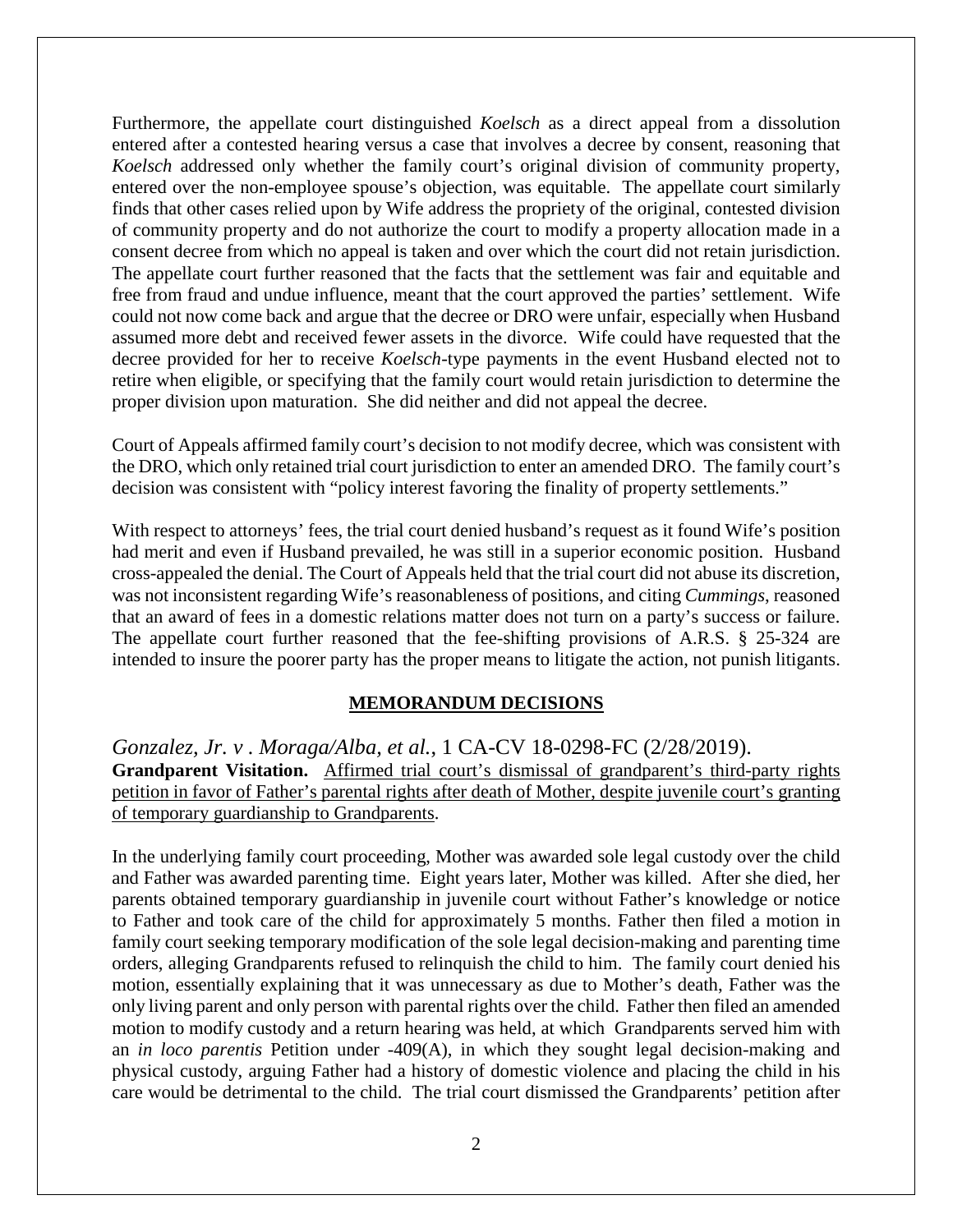Furthermore, the appellate court distinguished *Koelsch* as a direct appeal from a dissolution entered after a contested hearing versus a case that involves a decree by consent, reasoning that *Koelsch* addressed only whether the family court's original division of community property, entered over the non-employee spouse's objection, was equitable. The appellate court similarly finds that other cases relied upon by Wife address the propriety of the original, contested division of community property and do not authorize the court to modify a property allocation made in a consent decree from which no appeal is taken and over which the court did not retain jurisdiction. The appellate court further reasoned that the facts that the settlement was fair and equitable and free from fraud and undue influence, meant that the court approved the parties' settlement. Wife could not now come back and argue that the decree or DRO were unfair, especially when Husband assumed more debt and received fewer assets in the divorce. Wife could have requested that the decree provided for her to receive *Koelsch*-type payments in the event Husband elected not to retire when eligible, or specifying that the family court would retain jurisdiction to determine the proper division upon maturation. She did neither and did not appeal the decree.

Court of Appeals affirmed family court's decision to not modify decree, which was consistent with the DRO, which only retained trial court jurisdiction to enter an amended DRO. The family court's decision was consistent with "policy interest favoring the finality of property settlements."

With respect to attorneys' fees, the trial court denied husband's request as it found Wife's position had merit and even if Husband prevailed, he was still in a superior economic position. Husband cross-appealed the denial. The Court of Appeals held that the trial court did not abuse its discretion, was not inconsistent regarding Wife's reasonableness of positions, and citing *Cummings*, reasoned that an award of fees in a domestic relations matter does not turn on a party's success or failure. The appellate court further reasoned that the fee-shifting provisions of A.R.S. § 25-324 are intended to insure the poorer party has the proper means to litigate the action, not punish litigants.

## MEMORANDUM DECISIONS

*Gonzalez, Jr. v . Moraga/Alba, et al.*, 1 CA-CV 18-0298-FC (2/28/2019).
**Grandparent Visitation.** Affirmed trial court's dismissal of grandparent's third-party rights petition in favor of Father's parental rights after death of Mother, despite juvenile court's granting of temporary guardianship to Grandparents.

In the underlying family court proceeding, Mother was awarded sole legal custody over the child and Father was awarded parenting time. Eight years later, Mother was killed. After she died, her parents obtained temporary guardianship in juvenile court without Father's knowledge or notice to Father and took care of the child for approximately 5 months. Father then filed a motion in family court seeking temporary modification of the sole legal decision-making and parenting time orders, alleging Grandparents refused to relinquish the child to him. The family court denied his motion, essentially explaining that it was unnecessary as due to Mother's death, Father was the only living parent and only person with parental rights over the child. Father then filed an amended motion to modify custody and a return hearing was held, at which Grandparents served him with an *in loco parentis* Petition under -409(A), in which they sought legal decision-making and physical custody, arguing Father had a history of domestic violence and placing the child in his care would be detrimental to the child. The trial court dismissed the Grandparents' petition after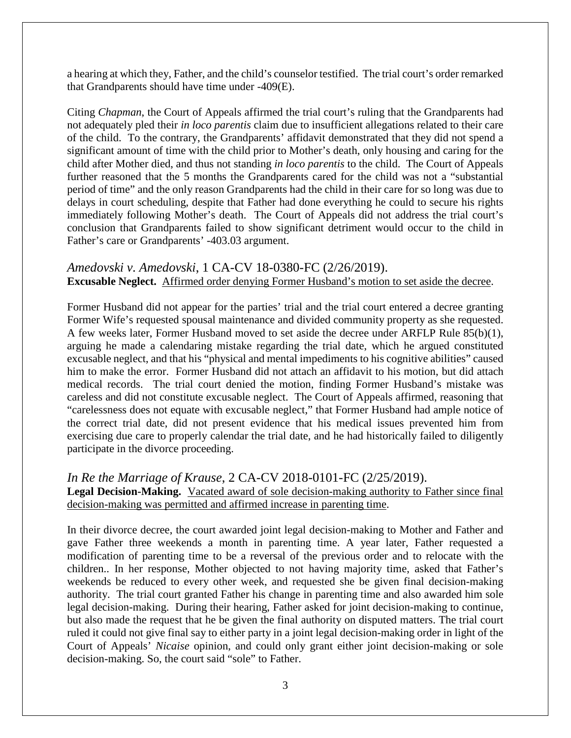a hearing at which they, Father, and the child's counselor testified. The trial court's order remarked that Grandparents should have time under -409(E).

Citing *Chapman*, the Court of Appeals affirmed the trial court's ruling that the Grandparents had not adequately pled their *in loco parentis* claim due to insufficient allegations related to their care of the child. To the contrary, the Grandparents' affidavit demonstrated that they did not spend a significant amount of time with the child prior to Mother's death, only housing and caring for the child after Mother died, and thus not standing *in loco parentis* to the child. The Court of Appeals further reasoned that the 5 months the Grandparents cared for the child was not a "substantial period of time" and the only reason Grandparents had the child in their care for so long was due to delays in court scheduling, despite that Father had done everything he could to secure his rights immediately following Mother's death. The Court of Appeals did not address the trial court's conclusion that Grandparents failed to show significant detriment would occur to the child in Father's care or Grandparents' -403.03 argument.

## *Amedovski v. Amedovski*, 1 CA-CV 18-0380-FC (2/26/2019).

**Excusable Neglect.** Affirmed order denying Former Husband's motion to set aside the decree.

Former Husband did not appear for the parties' trial and the trial court entered a decree granting Former Wife's requested spousal maintenance and divided community property as she requested. A few weeks later, Former Husband moved to set aside the decree under ARFLP Rule 85(b)(1), arguing he made a calendaring mistake regarding the trial date, which he argued constituted excusable neglect, and that his "physical and mental impediments to his cognitive abilities" caused him to make the error. Former Husband did not attach an affidavit to his motion, but did attach medical records. The trial court denied the motion, finding Former Husband's mistake was careless and did not constitute excusable neglect. The Court of Appeals affirmed, reasoning that "carelessness does not equate with excusable neglect," that Former Husband had ample notice of the correct trial date, did not present evidence that his medical issues prevented him from exercising due care to properly calendar the trial date, and he had historically failed to diligently participate in the divorce proceeding.

## *In Re the Marriage of Krause*, 2 CA-CV 2018-0101-FC (2/25/2019).

**Legal Decision-Making.** Vacated award of sole decision-making authority to Father since final decision-making was permitted and affirmed increase in parenting time.

In their divorce decree, the court awarded joint legal decision-making to Mother and Father and gave Father three weekends a month in parenting time. A year later, Father requested a modification of parenting time to be a reversal of the previous order and to relocate with the children.. In her response, Mother objected to not having majority time, asked that Father's weekends be reduced to every other week, and requested she be given final decision-making authority. The trial court granted Father his change in parenting time and also awarded him sole legal decision-making. During their hearing, Father asked for joint decision-making to continue, but also made the request that he be given the final authority on disputed matters. The trial court ruled it could not give final say to either party in a joint legal decision-making order in light of the Court of Appeals' *Nicaise* opinion, and could only grant either joint decision-making or sole decision-making. So, the court said "sole" to Father.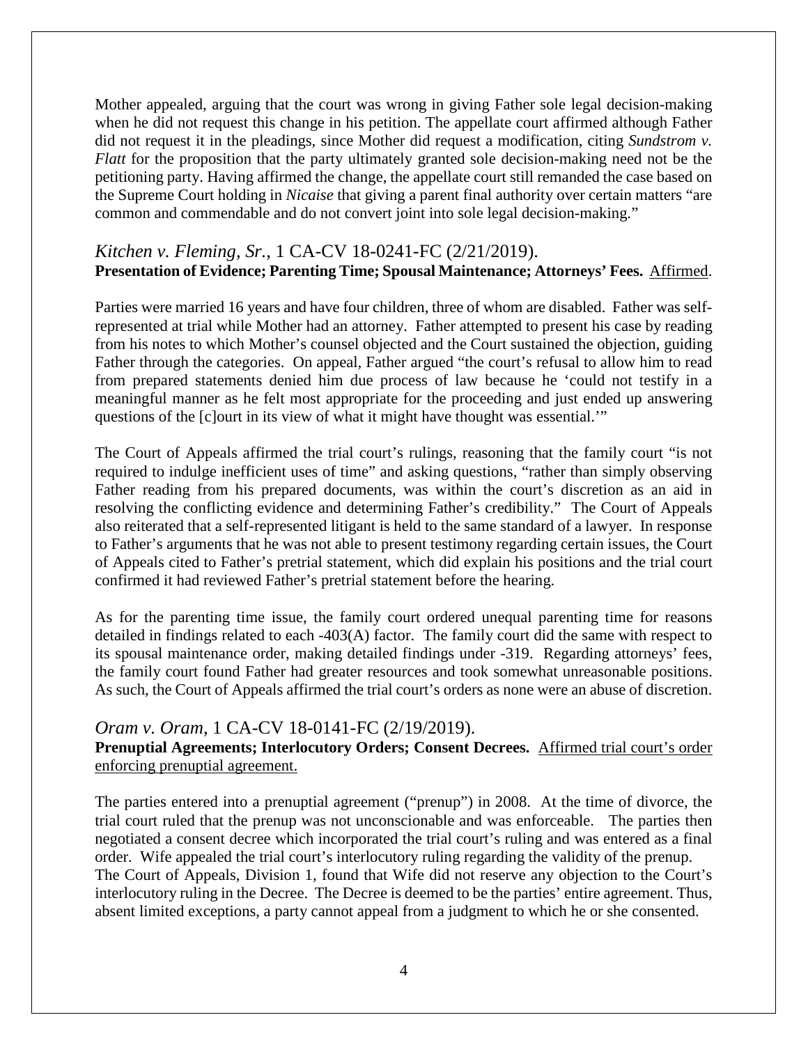Mother appealed, arguing that the court was wrong in giving Father sole legal decision-making when he did not request this change in his petition. The appellate court affirmed although Father did not request it in the pleadings, since Mother did request a modification, citing *Sundstrom v. Flatt* for the proposition that the party ultimately granted sole decision-making need not be the petitioning party. Having affirmed the change, the appellate court still remanded the case based on the Supreme Court holding in *Nicaise* that giving a parent final authority over certain matters "are common and commendable and do not convert joint into sole legal decision-making."

### *Kitchen v. Fleming, Sr.*, 1 CA-CV 18-0241-FC (2/21/2019).

**Presentation of Evidence; Parenting Time; Spousal Maintenance; Attorneys' Fees.** Affirmed.

Parties were married 16 years and have four children, three of whom are disabled. Father was self-represented at trial while Mother had an attorney. Father attempted to present his case by reading from his notes to which Mother's counsel objected and the Court sustained the objection, guiding Father through the categories. On appeal, Father argued "the court's refusal to allow him to read from prepared statements denied him due process of law because he 'could not testify in a meaningful manner as he felt most appropriate for the proceeding and just ended up answering questions of the [c]ourt in its view of what it might have thought was essential.'"

The Court of Appeals affirmed the trial court's rulings, reasoning that the family court "is not required to indulge inefficient uses of time" and asking questions, "rather than simply observing Father reading from his prepared documents, was within the court's discretion as an aid in resolving the conflicting evidence and determining Father's credibility." The Court of Appeals also reiterated that a self-represented litigant is held to the same standard of a lawyer. In response to Father's arguments that he was not able to present testimony regarding certain issues, the Court of Appeals cited to Father's pretrial statement, which did explain his positions and the trial court confirmed it had reviewed Father's pretrial statement before the hearing.

As for the parenting time issue, the family court ordered unequal parenting time for reasons detailed in findings related to each -403(A) factor. The family court did the same with respect to its spousal maintenance order, making detailed findings under -319. Regarding attorneys' fees, the family court found Father had greater resources and took somewhat unreasonable positions. As such, the Court of Appeals affirmed the trial court's orders as none were an abuse of discretion.

### *Oram v. Oram*, 1 CA-CV 18-0141-FC (2/19/2019).

**Prenuptial Agreements; Interlocutory Orders; Consent Decrees.** Affirmed trial court's order enforcing prenuptial agreement.

The parties entered into a prenuptial agreement ("prenup") in 2008. At the time of divorce, the trial court ruled that the prenup was not unconscionable and was enforceable. The parties then negotiated a consent decree which incorporated the trial court's ruling and was entered as a final order. Wife appealed the trial court's interlocutory ruling regarding the validity of the prenup.
The Court of Appeals, Division 1, found that Wife did not reserve any objection to the Court's interlocutory ruling in the Decree. The Decree is deemed to be the parties' entire agreement. Thus, absent limited exceptions, a party cannot appeal from a judgment to which he or she consented.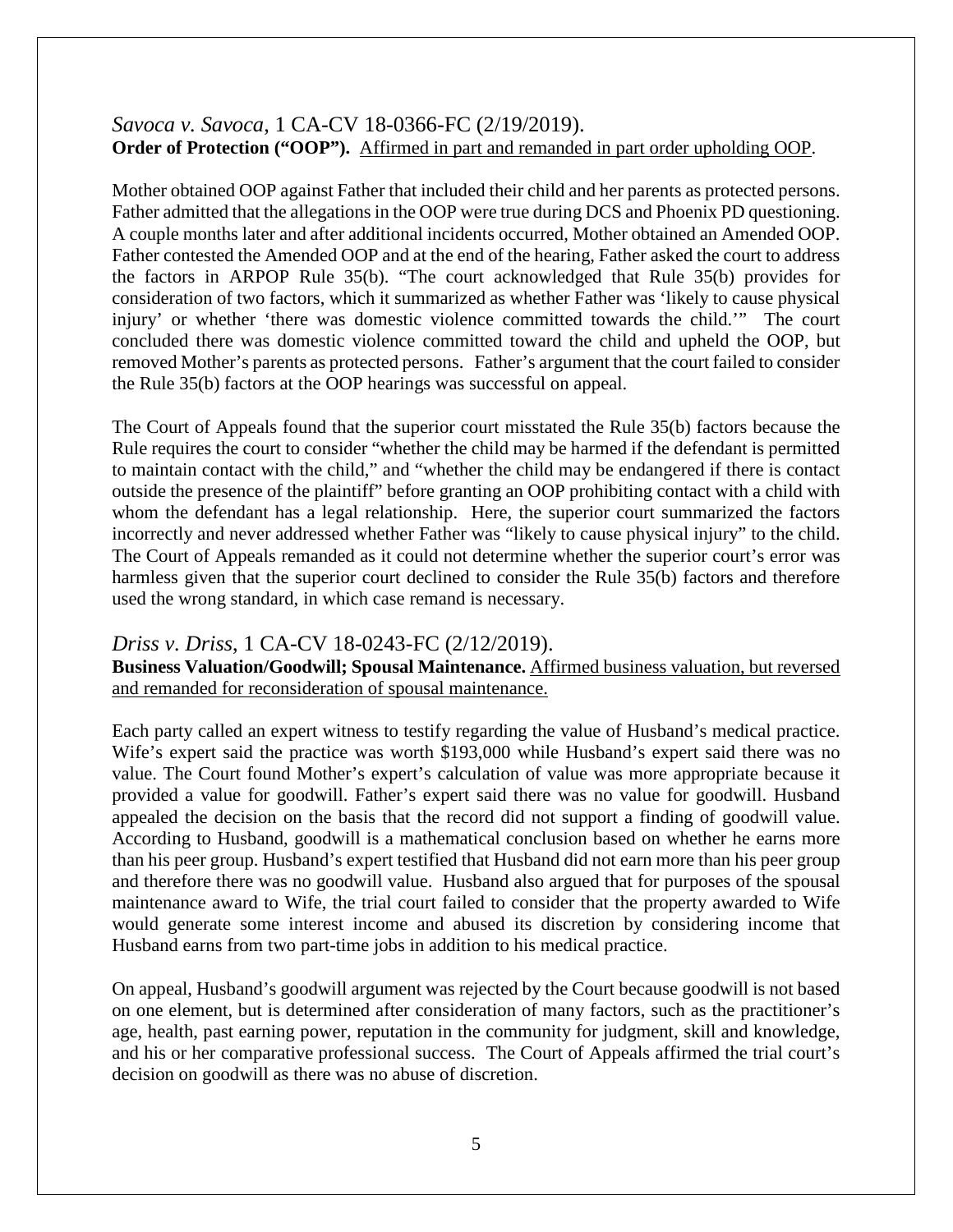*Savoca v. Savoca*, 1 CA-CV 18-0366-FC (2/19/2019).
**Order of Protection ("OOP").** Affirmed in part and remanded in part order upholding OOP.

Mother obtained OOP against Father that included their child and her parents as protected persons. Father admitted that the allegations in the OOP were true during DCS and Phoenix PD questioning. A couple months later and after additional incidents occurred, Mother obtained an Amended OOP. Father contested the Amended OOP and at the end of the hearing, Father asked the court to address the factors in ARPOP Rule 35(b). "The court acknowledged that Rule 35(b) provides for consideration of two factors, which it summarized as whether Father was 'likely to cause physical injury' or whether 'there was domestic violence committed towards the child.'" The court concluded there was domestic violence committed toward the child and upheld the OOP, but removed Mother's parents as protected persons. Father's argument that the court failed to consider the Rule 35(b) factors at the OOP hearings was successful on appeal.

The Court of Appeals found that the superior court misstated the Rule 35(b) factors because the Rule requires the court to consider "whether the child may be harmed if the defendant is permitted to maintain contact with the child," and "whether the child may be endangered if there is contact outside the presence of the plaintiff" before granting an OOP prohibiting contact with a child with whom the defendant has a legal relationship. Here, the superior court summarized the factors incorrectly and never addressed whether Father was "likely to cause physical injury" to the child. The Court of Appeals remanded as it could not determine whether the superior court's error was harmless given that the superior court declined to consider the Rule 35(b) factors and therefore used the wrong standard, in which case remand is necessary.

*Driss v. Driss*, 1 CA-CV 18-0243-FC (2/12/2019).
**Business Valuation/Goodwill; Spousal Maintenance.** Affirmed business valuation, but reversed and remanded for reconsideration of spousal maintenance.

Each party called an expert witness to testify regarding the value of Husband's medical practice. Wife's expert said the practice was worth $193,000 while Husband's expert said there was no value. The Court found Mother's expert's calculation of value was more appropriate because it provided a value for goodwill. Father's expert said there was no value for goodwill. Husband appealed the decision on the basis that the record did not support a finding of goodwill value. According to Husband, goodwill is a mathematical conclusion based on whether he earns more than his peer group. Husband's expert testified that Husband did not earn more than his peer group and therefore there was no goodwill value. Husband also argued that for purposes of the spousal maintenance award to Wife, the trial court failed to consider that the property awarded to Wife would generate some interest income and abused its discretion by considering income that Husband earns from two part-time jobs in addition to his medical practice.

On appeal, Husband's goodwill argument was rejected by the Court because goodwill is not based on one element, but is determined after consideration of many factors, such as the practitioner's age, health, past earning power, reputation in the community for judgment, skill and knowledge, and his or her comparative professional success. The Court of Appeals affirmed the trial court's decision on goodwill as there was no abuse of discretion.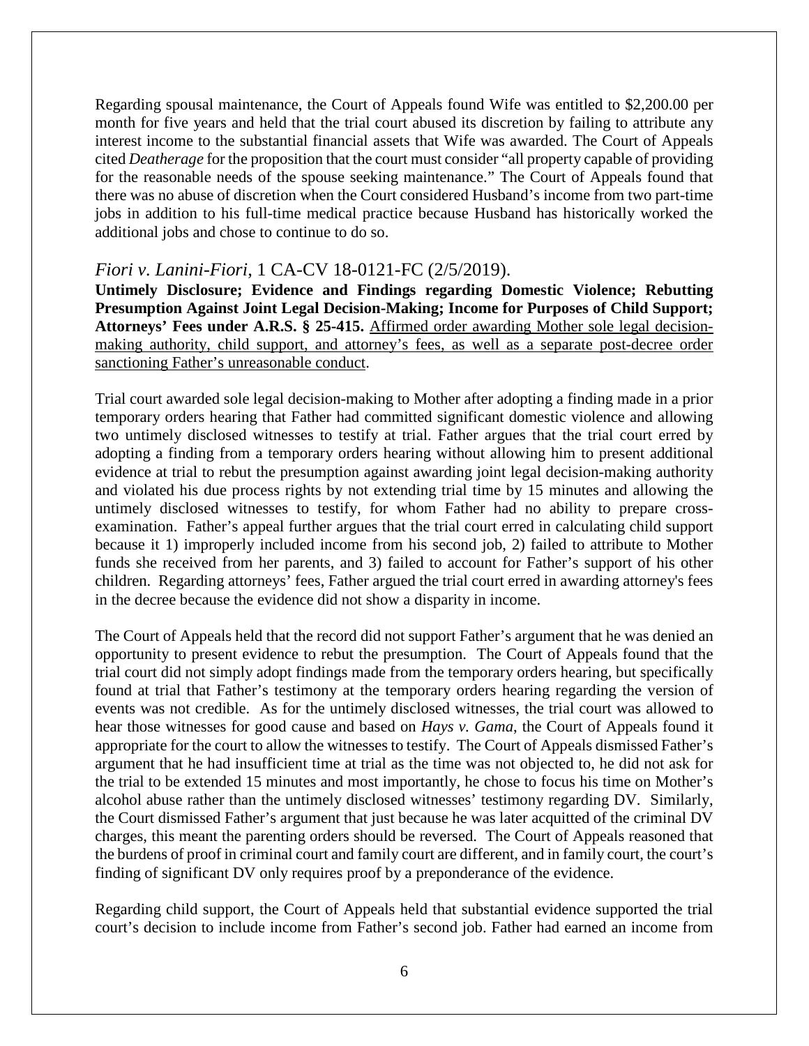Regarding spousal maintenance, the Court of Appeals found Wife was entitled to $2,200.00 per month for five years and held that the trial court abused its discretion by failing to attribute any interest income to the substantial financial assets that Wife was awarded. The Court of Appeals cited *Deatherage* for the proposition that the court must consider "all property capable of providing for the reasonable needs of the spouse seeking maintenance." The Court of Appeals found that there was no abuse of discretion when the Court considered Husband's income from two part-time jobs in addition to his full-time medical practice because Husband has historically worked the additional jobs and chose to continue to do so.

### *Fiori v. Lanini-Fiori*, 1 CA-CV 18-0121-FC (2/5/2019).

**Untimely Disclosure; Evidence and Findings regarding Domestic Violence; Rebutting Presumption Against Joint Legal Decision-Making; Income for Purposes of Child Support; Attorneys' Fees under A.R.S. § 25-415.** <u>Affirmed order awarding Mother sole legal decision-making authority, child support, and attorney's fees, as well as a separate post-decree order sanctioning Father's unreasonable conduct</u>.

Trial court awarded sole legal decision-making to Mother after adopting a finding made in a prior temporary orders hearing that Father had committed significant domestic violence and allowing two untimely disclosed witnesses to testify at trial. Father argues that the trial court erred by adopting a finding from a temporary orders hearing without allowing him to present additional evidence at trial to rebut the presumption against awarding joint legal decision-making authority and violated his due process rights by not extending trial time by 15 minutes and allowing the untimely disclosed witnesses to testify, for whom Father had no ability to prepare cross-examination. Father's appeal further argues that the trial court erred in calculating child support because it 1) improperly included income from his second job, 2) failed to attribute to Mother funds she received from her parents, and 3) failed to account for Father's support of his other children. Regarding attorneys' fees, Father argued the trial court erred in awarding attorney's fees in the decree because the evidence did not show a disparity in income.

The Court of Appeals held that the record did not support Father's argument that he was denied an opportunity to present evidence to rebut the presumption. The Court of Appeals found that the trial court did not simply adopt findings made from the temporary orders hearing, but specifically found at trial that Father's testimony at the temporary orders hearing regarding the version of events was not credible. As for the untimely disclosed witnesses, the trial court was allowed to hear those witnesses for good cause and based on *Hays v. Gama*, the Court of Appeals found it appropriate for the court to allow the witnesses to testify. The Court of Appeals dismissed Father's argument that he had insufficient time at trial as the time was not objected to, he did not ask for the trial to be extended 15 minutes and most importantly, he chose to focus his time on Mother's alcohol abuse rather than the untimely disclosed witnesses' testimony regarding DV. Similarly, the Court dismissed Father's argument that just because he was later acquitted of the criminal DV charges, this meant the parenting orders should be reversed. The Court of Appeals reasoned that the burdens of proof in criminal court and family court are different, and in family court, the court's finding of significant DV only requires proof by a preponderance of the evidence.

Regarding child support, the Court of Appeals held that substantial evidence supported the trial court's decision to include income from Father's second job. Father had earned an income from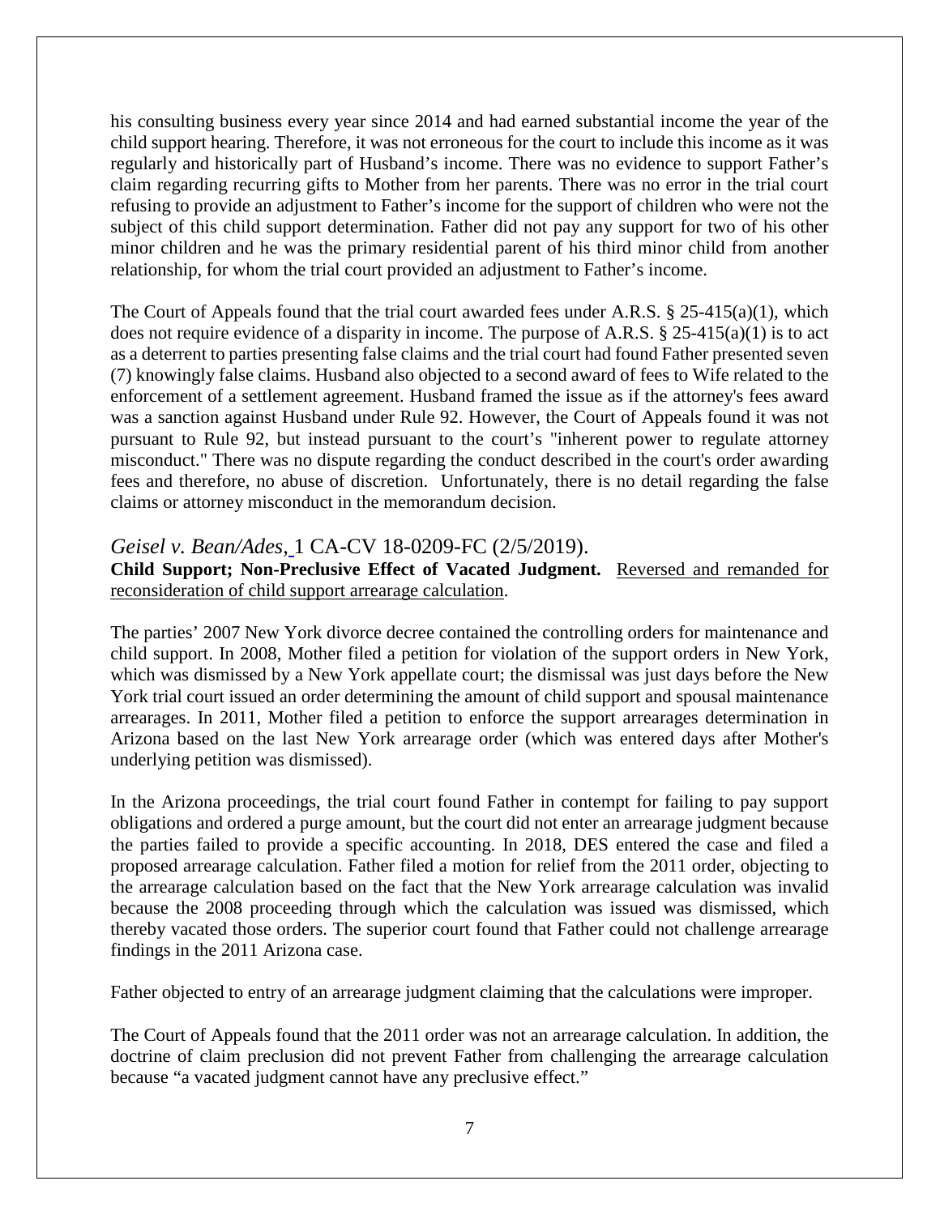his consulting business every year since 2014 and had earned substantial income the year of the child support hearing. Therefore, it was not erroneous for the court to include this income as it was regularly and historically part of Husband's income. There was no evidence to support Father's claim regarding recurring gifts to Mother from her parents. There was no error in the trial court refusing to provide an adjustment to Father's income for the support of children who were not the subject of this child support determination. Father did not pay any support for two of his other minor children and he was the primary residential parent of his third minor child from another relationship, for whom the trial court provided an adjustment to Father's income.

The Court of Appeals found that the trial court awarded fees under A.R.S. § 25-415(a)(1), which does not require evidence of a disparity in income. The purpose of A.R.S. § 25-415(a)(1) is to act as a deterrent to parties presenting false claims and the trial court had found Father presented seven (7) knowingly false claims. Husband also objected to a second award of fees to Wife related to the enforcement of a settlement agreement. Husband framed the issue as if the attorney's fees award was a sanction against Husband under Rule 92. However, the Court of Appeals found it was not pursuant to Rule 92, but instead pursuant to the court's "inherent power to regulate attorney misconduct." There was no dispute regarding the conduct described in the court's order awarding fees and therefore, no abuse of discretion. Unfortunately, there is no detail regarding the false claims or attorney misconduct in the memorandum decision.

### *Geisel v. Bean/Ades*, 1 CA-CV 18-0209-FC (2/5/2019).

**Child Support; Non-Preclusive Effect of Vacated Judgment.** Reversed and remanded for reconsideration of child support arrearage calculation.

The parties' 2007 New York divorce decree contained the controlling orders for maintenance and child support. In 2008, Mother filed a petition for violation of the support orders in New York, which was dismissed by a New York appellate court; the dismissal was just days before the New York trial court issued an order determining the amount of child support and spousal maintenance arrearages. In 2011, Mother filed a petition to enforce the support arrearages determination in Arizona based on the last New York arrearage order (which was entered days after Mother's underlying petition was dismissed).

In the Arizona proceedings, the trial court found Father in contempt for failing to pay support obligations and ordered a purge amount, but the court did not enter an arrearage judgment because the parties failed to provide a specific accounting. In 2018, DES entered the case and filed a proposed arrearage calculation. Father filed a motion for relief from the 2011 order, objecting to the arrearage calculation based on the fact that the New York arrearage calculation was invalid because the 2008 proceeding through which the calculation was issued was dismissed, which thereby vacated those orders. The superior court found that Father could not challenge arrearage findings in the 2011 Arizona case.

Father objected to entry of an arrearage judgment claiming that the calculations were improper.

The Court of Appeals found that the 2011 order was not an arrearage calculation. In addition, the doctrine of claim preclusion did not prevent Father from challenging the arrearage calculation because "a vacated judgment cannot have any preclusive effect."